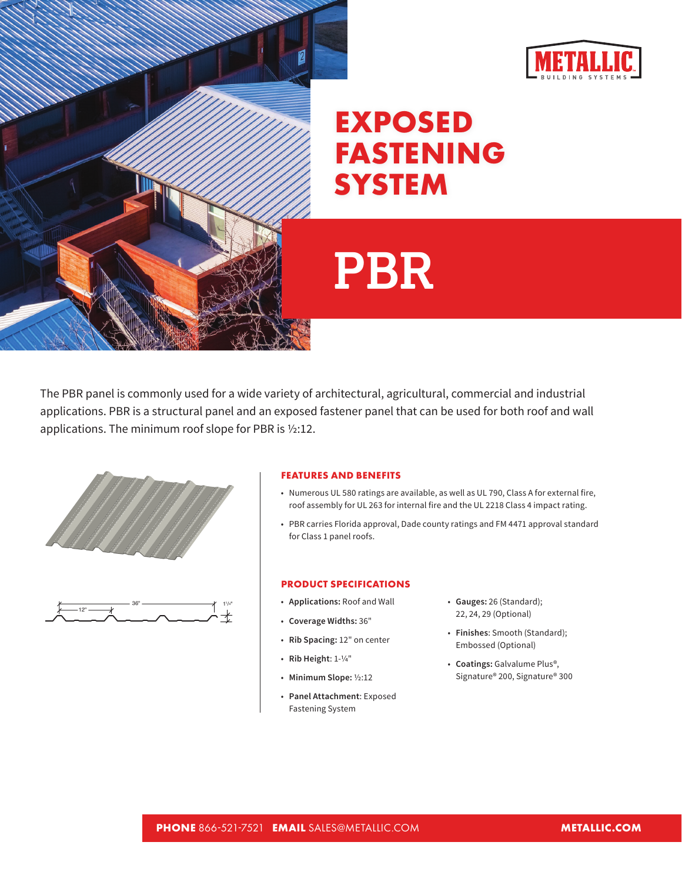METALLIC BUILDING SYSTEMS

# EXPOSED FASTENING SYSTEM

# PBR

The PBR panel is commonly used for a wide variety of architectural, agricultural, commercial and industrial applications. PBR is a structural panel and an exposed fastener panel that can be used for both roof and wall applications. The minimum roof slope for PBR is ½:12.

## FEATURES AND BENEFITS

- Numerous UL 580 ratings are available, as well as UL 790, Class A for external fire, roof assembly for UL 263 for internal fire and the UL 2218 Class 4 impact rating.
- PBR carries Florida approval, Dade county ratings and FM 4471 approval standard for Class 1 panel roofs.

## PRODUCT SPECIFICATIONS

- **Applications:** Roof and Wall
- **Coverage Widths:** 36"
- **Rib Spacing:** 12" on center
- **Rib Height**: 1-¼"
- **Minimum Slope:** ½:12
- **Panel Attachment**: Exposed Fastening System
- **Gauges:** 26 (Standard); 22, 24, 29 (Optional)
- **Finishes**: Smooth (Standard); Embossed (Optional)
- **Coatings:** Galvalume Plus®, Signature® 200, Signature® 300

**PHONE** 866-521-7521 **EMAIL** SALES@METALLIC.COM **METALLIC.COM**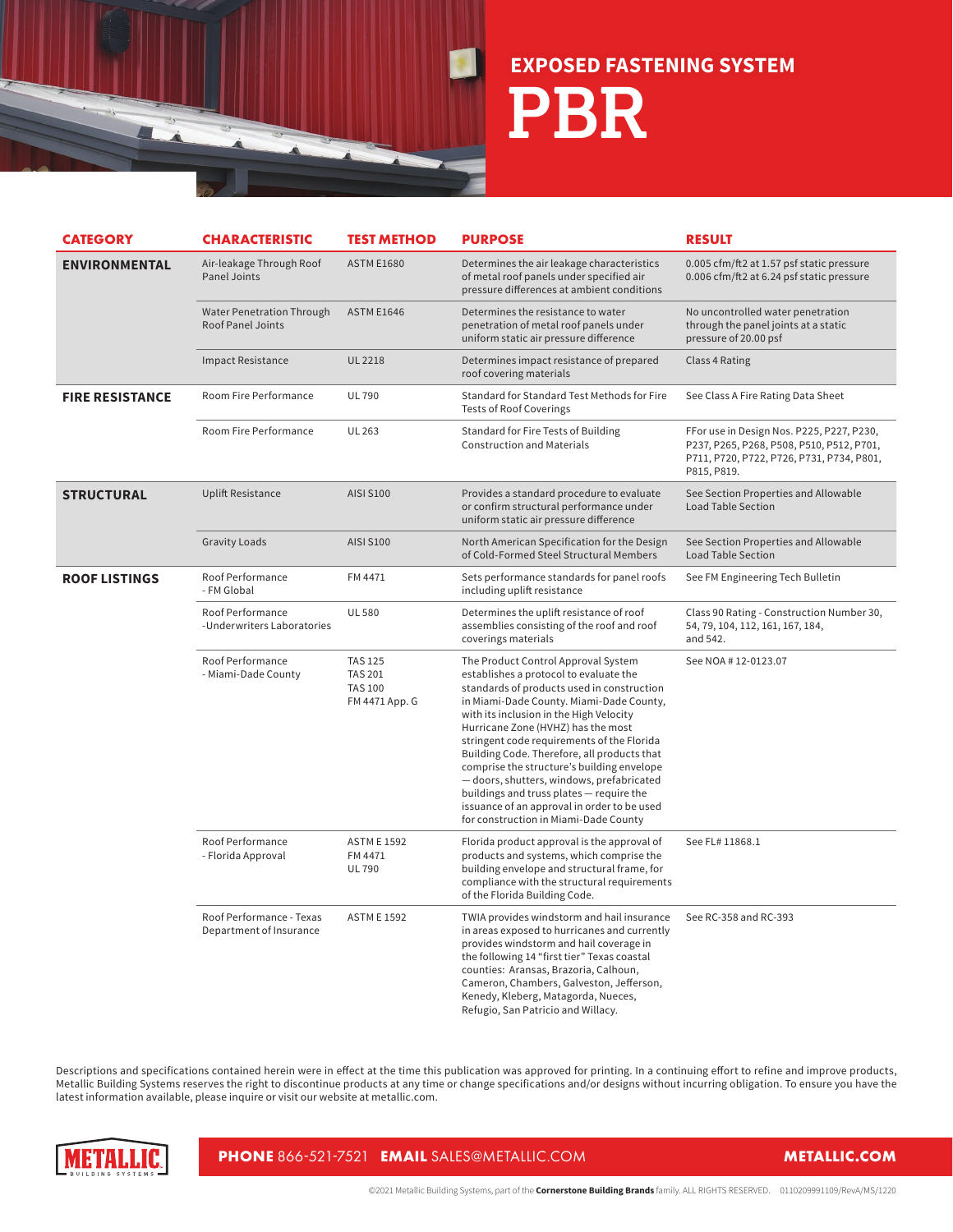## EXPOSED FASTENING SYSTEM

# PBR

| CATEGORY | CHARACTERISTIC | TEST METHOD | PURPOSE | RESULT |
|---|---|---|---|---|
| **ENVIRONMENTAL** | Air-leakage Through Roof Panel Joints | ASTM E1680 | Determines the air leakage characteristics of metal roof panels under specified air pressure differences at ambient conditions | 0.005 cfm/ft2 at 1.57 psf static pressure 0.006 cfm/ft2 at 6.24 psf static pressure |
| | Water Penetration Through Roof Panel Joints | ASTM E1646 | Determines the resistance to water penetration of metal roof panels under uniform static air pressure difference | No uncontrolled water penetration through the panel joints at a static pressure of 20.00 psf |
| | Impact Resistance | UL 2218 | Determines impact resistance of prepared roof covering materials | Class 4 Rating |
| **FIRE RESISTANCE** | Room Fire Performance | UL 790 | Standard for Standard Test Methods for Fire Tests of Roof Coverings | See Class A Fire Rating Data Sheet |
| | Room Fire Performance | UL 263 | Standard for Fire Tests of Building Construction and Materials | FFor use in Design Nos. P225, P227, P230, P237, P265, P268, P508, P510, P512, P701, P711, P720, P722, P726, P731, P734, P801, P815, P819. |
| **STRUCTURAL** | Uplift Resistance | AISI S100 | Provides a standard procedure to evaluate or confirm structural performance under uniform static air pressure difference | See Section Properties and Allowable Load Table Section |
| | Gravity Loads | AISI S100 | North American Specification for the Design of Cold-Formed Steel Structural Members | See Section Properties and Allowable Load Table Section |
| **ROOF LISTINGS** | Roof Performance - FM Global | FM 4471 | Sets performance standards for panel roofs including uplift resistance | See FM Engineering Tech Bulletin |
| | Roof Performance -Underwriters Laboratories | UL 580 | Determines the uplift resistance of roof assemblies consisting of the roof and roof coverings materials | Class 90 Rating - Construction Number 30, 54, 79, 104, 112, 161, 167, 184, and 542. |
| | Roof Performance - Miami-Dade County | TAS 125 TAS 201 TAS 100 FM 4471 App. G | The Product Control Approval System establishes a protocol to evaluate the standards of products used in construction in Miami-Dade County. Miami-Dade County, with its inclusion in the High Velocity Hurricane Zone (HVHZ) has the most stringent code requirements of the Florida Building Code. Therefore, all products that comprise the structure's building envelope — doors, shutters, windows, prefabricated buildings and truss plates — require the issuance of an approval in order to be used for construction in Miami-Dade County | See NOA # 12-0123.07 |
| | Roof Performance - Florida Approval | ASTM E 1592 FM 4471 UL 790 | Florida product approval is the approval of products and systems, which comprise the building envelope and structural frame, for compliance with the structural requirements of the Florida Building Code. | See FL# 11868.1 |
| | Roof Performance - Texas Department of Insurance | ASTM E 1592 | TWIA provides windstorm and hail insurance in areas exposed to hurricanes and currently provides windstorm and hail coverage in the following 14 "first tier" Texas coastal counties: Aransas, Brazoria, Calhoun, Cameron, Chambers, Galveston, Jefferson, Kenedy, Kleberg, Matagorda, Nueces, Refugio, San Patricio and Willacy. | See RC-358 and RC-393 |

Descriptions and specifications contained herein were in effect at the time this publication was approved for printing. In a continuing effort to refine and improve products, Metallic Building Systems reserves the right to discontinue products at any time or change specifications and/or designs without incurring obligation. To ensure you have the latest information available, please inquire or visit our website at metallic.com.

METALLIC BUILDING SYSTEMS

**PHONE** 866-521-7521 **EMAIL** SALES@METALLIC.COM **METALLIC.COM**

©2021 Metallic Building Systems, part of the **Cornerstone Building Brands** family. ALL RIGHTS RESERVED. 0110209991109/RevA/MS/1220